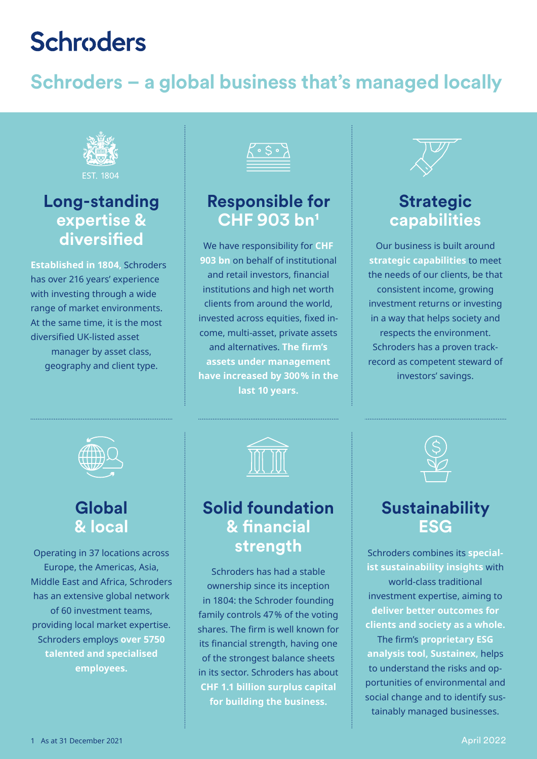# Schroders

## Schroders – a global business that's managed locally

EST. 1804

### Long-standing expertise & diversified

**Established in 1804**, Schroders has over 216 years' experience with investing through a wide range of market environments. At the same time, it is the most diversified UK-listed asset manager by asset class, geography and client type.

### Responsible for CHF 903 bn[1]

We have responsibility for **CHF 903 bn** on behalf of institutional and retail investors, financial institutions and high net worth clients from around the world, invested across equities, fixed income, multi-asset, private assets and alternatives. **The firm's assets under management have increased by 300% in the last 10 years.**

### Strategic capabilities

Our business is built around **strategic capabilities** to meet the needs of our clients, be that consistent income, growing investment returns or investing in a way that helps society and respects the environment. Schroders has a proven track-record as competent steward of investors' savings.

### Global & local

Operating in 37 locations across Europe, the Americas, Asia, Middle East and Africa, Schroders has an extensive global network of 60 investment teams, providing local market expertise. Schroders employs **over 5750 talented and specialised employees.**

### Solid foundation & financial strength

Schroders has had a stable ownership since its inception in 1804: the Schroder founding family controls 47% of the voting shares. The firm is well known for its financial strength, having one of the strongest balance sheets in its sector. Schroders has about **CHF 1.1 billion surplus capital for building the business.**

### Sustainability ESG

Schroders combines its **specialist sustainability insights** with world-class traditional investment expertise, aiming to **deliver better outcomes for clients and society as a whole.** The firm's **proprietary ESG analysis tool, Sustainex**, helps to understand the risks and opportunities of environmental and social change and to identify sustainably managed businesses.

1 As at 31 December 2021

April 2022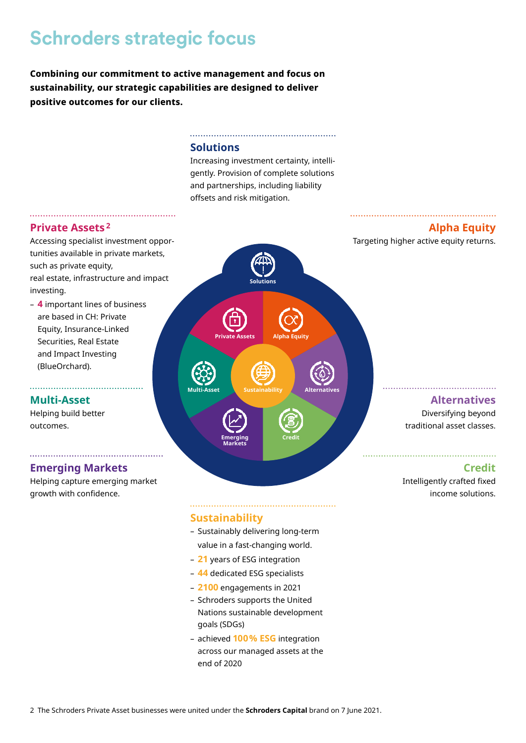# Schroders strategic focus

**Combining our commitment to active management and focus on sustainability, our strategic capabilities are designed to deliver positive outcomes for our clients.**

## Solutions

Increasing investment certainty, intelligently. Provision of complete solutions and partnerships, including liability offsets and risk mitigation.

## Private Assets [2]

Accessing specialist investment opportunities available in private markets, such as private equity, real estate, infrastructure and impact investing.

- **4** important lines of business are based in CH: Private Equity, Insurance-Linked Securities, Real Estate and Impact Investing (BlueOrchard).

## Alpha Equity

Targeting higher active equity returns.

## Multi-Asset

Helping build better outcomes.

## Alternatives

Diversifying beyond traditional asset classes.

## Emerging Markets

Helping capture emerging market growth with confidence.

## Credit

Intelligently crafted fixed income solutions.

## Sustainability

- Sustainably delivering long-term value in a fast-changing world.
- **21** years of ESG integration
- **44** dedicated ESG specialists
- **2100** engagements in 2021
- Schroders supports the United Nations sustainable development goals (SDGs)
- achieved **100% ESG** integration across our managed assets at the end of 2020

2 The Schroders Private Asset businesses were united under the **Schroders Capital** brand on 7 June 2021.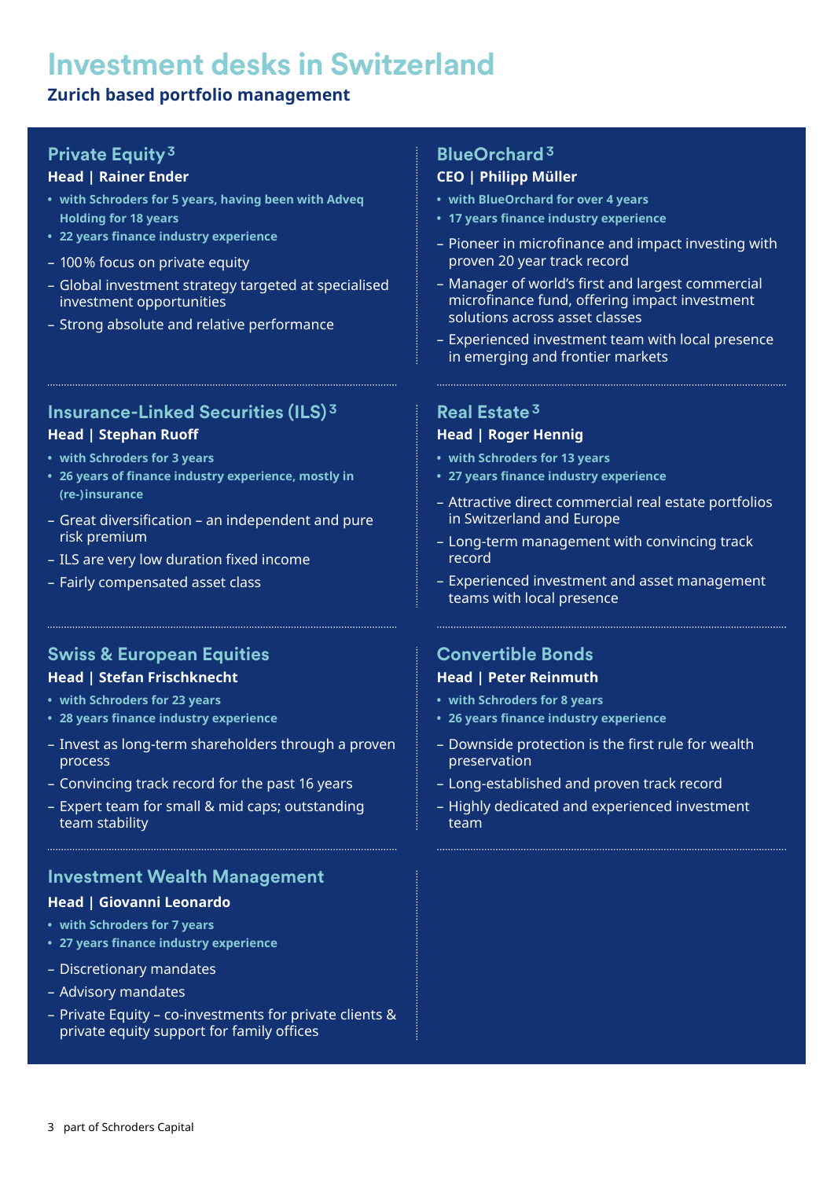# Investment desks in Switzerland

**Zurich based portfolio management**

## Private Equity[3]

**Head | Rainer Ender**

- with Schroders for 5 years, having been with Adveq Holding for 18 years
- 22 years finance industry experience

– 100 % focus on private equity
– Global investment strategy targeted at specialised investment opportunities
– Strong absolute and relative performance

## Insurance-Linked Securities (ILS)[3]

**Head | Stephan Ruoff**

- with Schroders for 3 years
- 26 years of finance industry experience, mostly in (re-)insurance

– Great diversification – an independent and pure risk premium
– ILS are very low duration fixed income
– Fairly compensated asset class

## Swiss & European Equities

**Head | Stefan Frischknecht**

- with Schroders for 23 years
- 28 years finance industry experience

– Invest as long-term shareholders through a proven process
– Convincing track record for the past 16 years
– Expert team for small & mid caps; outstanding team stability

## Investment Wealth Management

**Head | Giovanni Leonardo**

- with Schroders for 7 years
- 27 years finance industry experience

– Discretionary mandates
– Advisory mandates
– Private Equity – co-investments for private clients & private equity support for family offices

## BlueOrchard[3]

**CEO | Philipp Müller**

- with BlueOrchard for over 4 years
- 17 years finance industry experience

– Pioneer in microfinance and impact investing with proven 20 year track record
– Manager of world's first and largest commercial microfinance fund, offering impact investment solutions across asset classes
– Experienced investment team with local presence in emerging and frontier markets

## Real Estate[3]

**Head | Roger Hennig**

- with Schroders for 13 years
- 27 years finance industry experience

– Attractive direct commercial real estate portfolios in Switzerland and Europe
– Long-term management with convincing track record
– Experienced investment and asset management teams with local presence

## Convertible Bonds

**Head | Peter Reinmuth**

- with Schroders for 8 years
- 26 years finance industry experience

– Downside protection is the first rule for wealth preservation
– Long-established and proven track record
– Highly dedicated and experienced investment team

3 part of Schroders Capital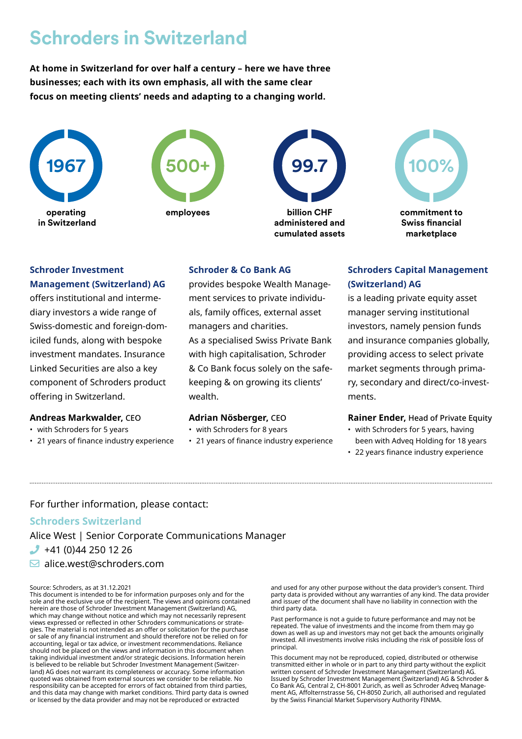# Schroders in Switzerland

**At home in Switzerland for over half a century – here we have three businesses; each with its own emphasis, all with the same clear focus on meeting clients' needs and adapting to a changing world.**

1967
operating in Switzerland

500+
employees

99.7
billion CHF administered and cumulated assets

100%
commitment to Swiss financial marketplace

### Schroder Investment Management (Switzerland) AG

offers institutional and intermediary investors a wide range of Swiss-domestic and foreign-domiciled funds, along with bespoke investment mandates. Insurance Linked Securities are also a key component of Schroders product offering in Switzerland.

**Andreas Markwalder,** CEO

- with Schroders for 5 years
- 21 years of finance industry experience

### Schroder & Co Bank AG

provides bespoke Wealth Management services to private individuals, family offices, external asset managers and charities.
As a specialised Swiss Private Bank with high capitalisation, Schroder & Co Bank focus solely on the safekeeping & on growing its clients' wealth.

**Adrian Nösberger,** CEO

- with Schroders for 8 years
- 21 years of finance industry experience

### Schroders Capital Management (Switzerland) AG

is a leading private equity asset manager serving institutional investors, namely pension funds and insurance companies globally, providing access to select private market segments through primary, secondary and direct/co-investments.

**Rainer Ender,** Head of Private Equity

- with Schroders for 5 years, having been with Adveq Holding for 18 years
- 22 years finance industry experience

---

For further information, please contact:

**Schroders Switzerland**

Alice West | Senior Corporate Communications Manager

+41 (0)44 250 12 26

alice.west@schroders.com

Source: Schroders, as at 31.12.2021
This document is intended to be for information purposes only and for the sole and the exclusive use of the recipient. The views and opinions contained herein are those of Schroder Investment Management (Switzerland) AG, which may change without notice and which may not necessarily represent views expressed or reflected in other Schroders communications or strategies. The material is not intended as an offer or solicitation for the purchase or sale of any financial instrument and should therefore not be relied on for accounting, legal or tax advice, or investment recommendations. Reliance should not be placed on the views and information in this document when taking individual investment and/or strategic decisions. Information herein is believed to be reliable but Schroder Investment Management (Switzerland) AG does not warrant its completeness or accuracy. Some information quoted was obtained from external sources we consider to be reliable. No responsibility can be accepted for errors of fact obtained from third parties, and this data may change with market conditions. Third party data is owned or licensed by the data provider and may not be reproduced or extracted and used for any other purpose without the data provider's consent. Third party data is provided without any warranties of any kind. The data provider and issuer of the document shall have no liability in connection with the third party data.

Past performance is not a guide to future performance and may not be repeated. The value of investments and the income from them may go down as well as up and investors may not get back the amounts originally invested. All investments involve risks including the risk of possible loss of principal.

This document may not be reproduced, copied, distributed or otherwise transmitted either in whole or in part to any third party without the explicit written consent of Schroder Investment Management (Switzerland) AG. Issued by Schroder Investment Management (Switzerland) AG & Schroder & Co Bank AG, Central 2, CH-8001 Zurich, as well as Schroder Adveq Management AG, Affolternstrasse 56, CH-8050 Zurich, all authorised and regulated by the Swiss Financial Market Supervisory Authority FINMA.